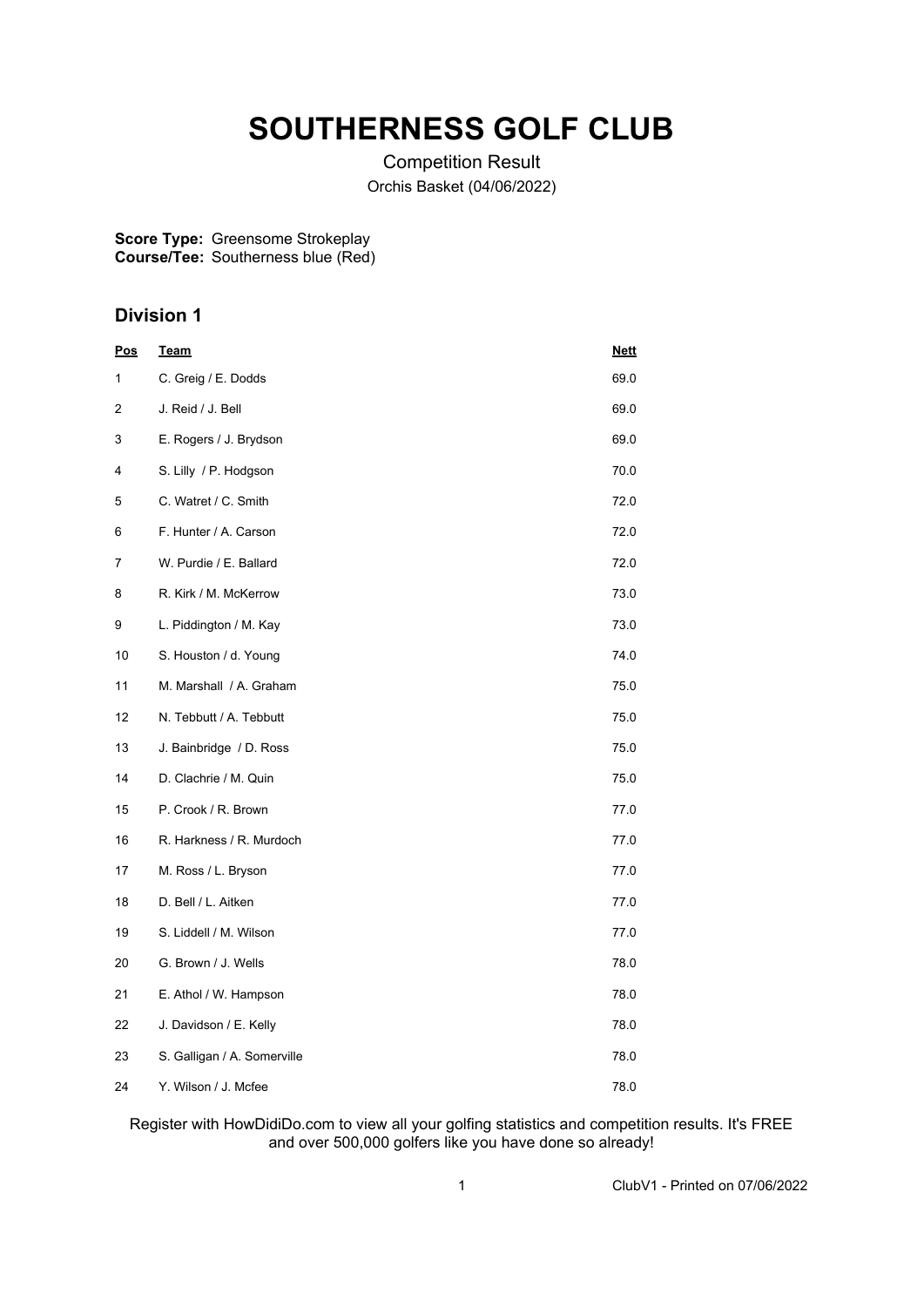# SOUTHERNESS GOLF CLUB

Competition Result

Orchis Basket (04/06/2022)

**Score Type:** Greensome Strokeplay
**Course/Tee:** Southerness blue (Red)

## Division 1

| Pos | Team | Nett |
|---|---|---|
| 1 | C. Greig / E. Dodds | 69.0 |
| 2 | J. Reid / J. Bell | 69.0 |
| 3 | E. Rogers / J. Brydson | 69.0 |
| 4 | S. Lilly / P. Hodgson | 70.0 |
| 5 | C. Watret / C. Smith | 72.0 |
| 6 | F. Hunter / A. Carson | 72.0 |
| 7 | W. Purdie / E. Ballard | 72.0 |
| 8 | R. Kirk / M. McKerrow | 73.0 |
| 9 | L. Piddington / M. Kay | 73.0 |
| 10 | S. Houston / d. Young | 74.0 |
| 11 | M. Marshall / A. Graham | 75.0 |
| 12 | N. Tebbutt / A. Tebbutt | 75.0 |
| 13 | J. Bainbridge / D. Ross | 75.0 |
| 14 | D. Clachrie / M. Quin | 75.0 |
| 15 | P. Crook / R. Brown | 77.0 |
| 16 | R. Harkness / R. Murdoch | 77.0 |
| 17 | M. Ross / L. Bryson | 77.0 |
| 18 | D. Bell / L. Aitken | 77.0 |
| 19 | S. Liddell / M. Wilson | 77.0 |
| 20 | G. Brown / J. Wells | 78.0 |
| 21 | E. Athol / W. Hampson | 78.0 |
| 22 | J. Davidson / E. Kelly | 78.0 |
| 23 | S. Galligan / A. Somerville | 78.0 |
| 24 | Y. Wilson / J. Mcfee | 78.0 |

Register with HowDidiDo.com to view all your golfing statistics and competition results. It's FREE and over 500,000 golfers like you have done so already!

ClubV1 - Printed on 07/06/2022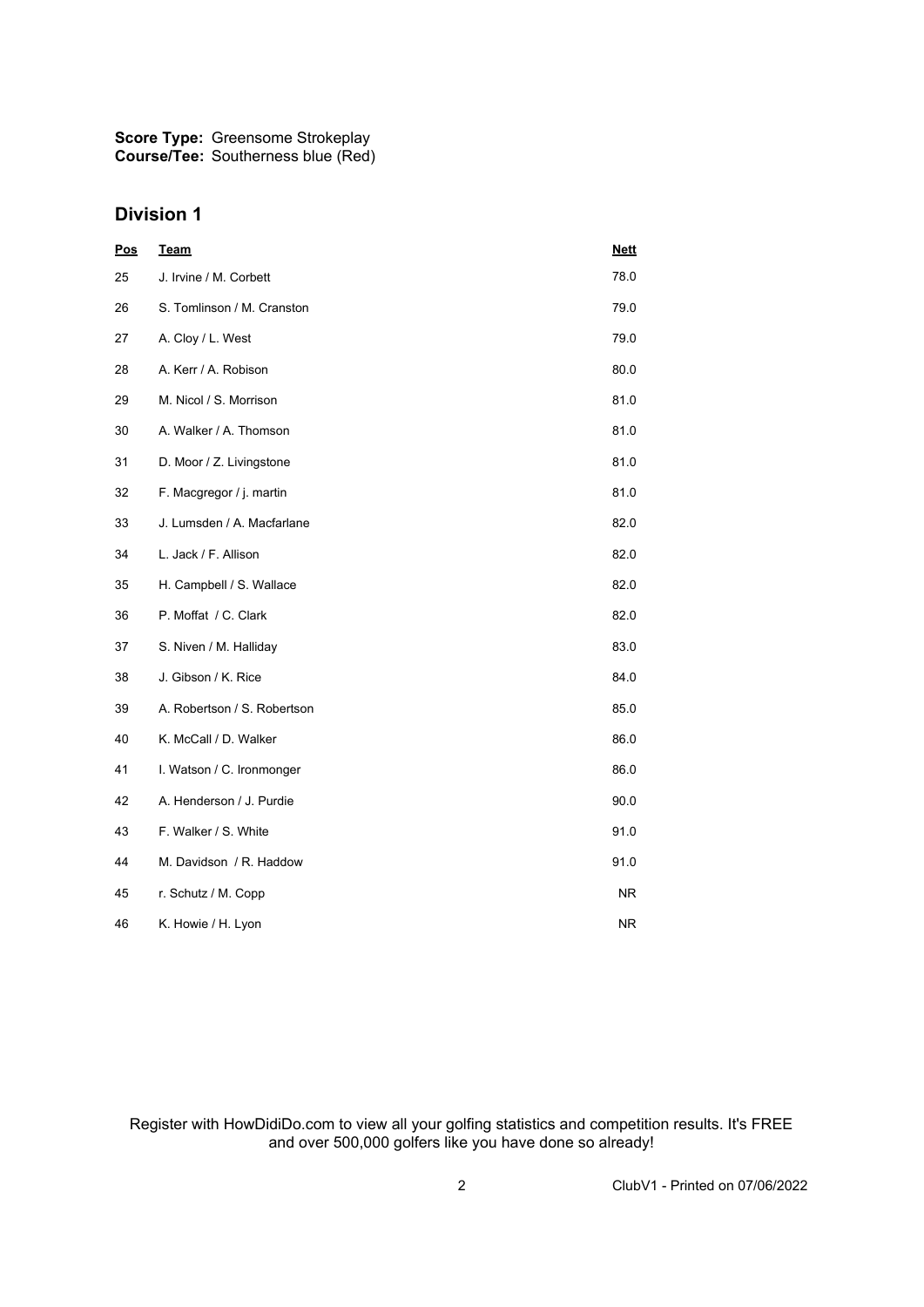**Score Type:** Greensome Strokeplay
**Course/Tee:** Southerness blue (Red)

## Division 1

| Pos | Team | Nett |
|---|---|---|
| 25 | J. Irvine / M. Corbett | 78.0 |
| 26 | S. Tomlinson / M. Cranston | 79.0 |
| 27 | A. Cloy / L. West | 79.0 |
| 28 | A. Kerr / A. Robison | 80.0 |
| 29 | M. Nicol / S. Morrison | 81.0 |
| 30 | A. Walker / A. Thomson | 81.0 |
| 31 | D. Moor / Z. Livingstone | 81.0 |
| 32 | F. Macgregor / j. martin | 81.0 |
| 33 | J. Lumsden / A. Macfarlane | 82.0 |
| 34 | L. Jack / F. Allison | 82.0 |
| 35 | H. Campbell / S. Wallace | 82.0 |
| 36 | P. Moffat / C. Clark | 82.0 |
| 37 | S. Niven / M. Halliday | 83.0 |
| 38 | J. Gibson / K. Rice | 84.0 |
| 39 | A. Robertson / S. Robertson | 85.0 |
| 40 | K. McCall / D. Walker | 86.0 |
| 41 | I. Watson / C. Ironmonger | 86.0 |
| 42 | A. Henderson / J. Purdie | 90.0 |
| 43 | F. Walker / S. White | 91.0 |
| 44 | M. Davidson / R. Haddow | 91.0 |
| 45 | r. Schutz / M. Copp | NR |
| 46 | K. Howie / H. Lyon | NR |

Register with HowDidiDo.com to view all your golfing statistics and competition results. It's FREE and over 500,000 golfers like you have done so already!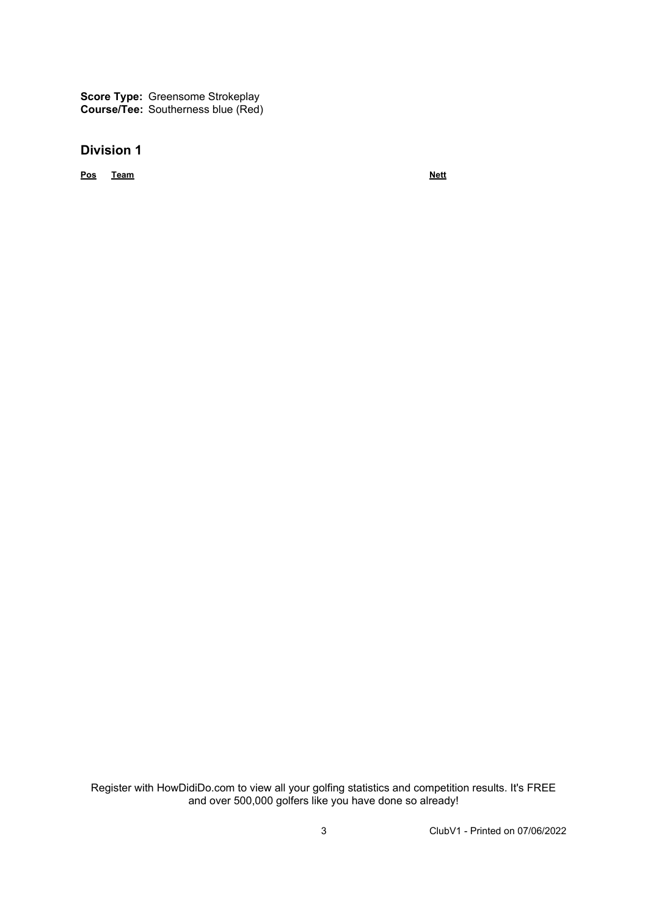**Score Type:** Greensome Strokeplay
**Course/Tee:** Southerness blue (Red)

## Division 1

| Pos | Team | Nett |
|---|---|---|

Register with HowDidiDo.com to view all your golfing statistics and competition results. It's FREE and over 500,000 golfers like you have done so already!

ClubV1 - Printed on 07/06/2022